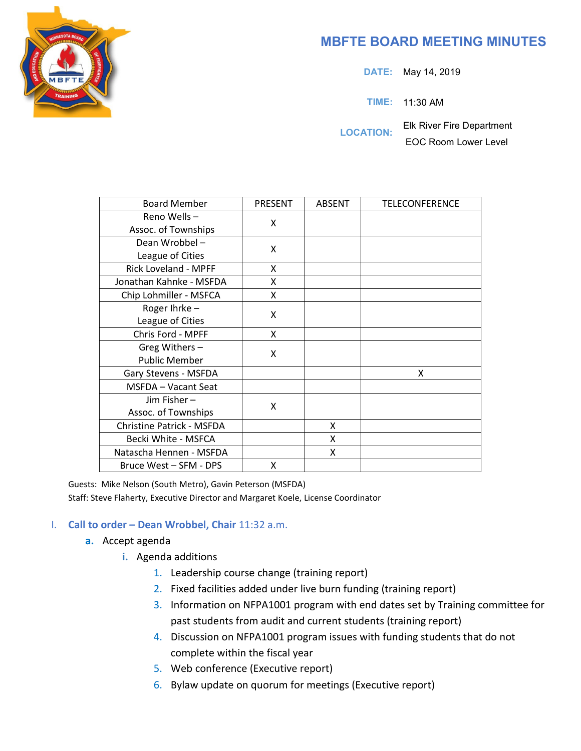# MBFTE BOARD MEETING MINUTES

**DATE:** May 14, 2019

**TIME:** 11:30 AM

**LOCATION:** Elk River Fire Department
EOC Room Lower Level

| Board Member | PRESENT | ABSENT | TELECONFERENCE |
|---|---|---|---|
| Reno Wells – Assoc. of Townships | X | | |
| Dean Wrobbel – League of Cities | X | | |
| Rick Loveland - MPFF | X | | |
| Jonathan Kahnke - MSFDA | X | | |
| Chip Lohmiller - MSFCA | X | | |
| Roger Ihrke – League of Cities | X | | |
| Chris Ford - MPFF | X | | |
| Greg Withers – Public Member | X | | |
| Gary Stevens - MSFDA | | | X |
| MSFDA – Vacant Seat | | | |
| Jim Fisher – Assoc. of Townships | X | | |
| Christine Patrick - MSFDA | | X | |
| Becki White - MSFCA | | X | |
| Natascha Hennen - MSFDA | | X | |
| Bruce West – SFM - DPS | X | | |

Guests: Mike Nelson (South Metro), Gavin Peterson (MSFDA)
Staff: Steve Flaherty, Executive Director and Margaret Koele, License Coordinator

I. **Call to order – Dean Wrobbel, Chair** 11:32 a.m.
   a. Accept agenda
      i. Agenda additions
         1. Leadership course change (training report)
         2. Fixed facilities added under live burn funding (training report)
         3. Information on NFPA1001 program with end dates set by Training committee for past students from audit and current students (training report)
         4. Discussion on NFPA1001 program issues with funding students that do not complete within the fiscal year
         5. Web conference (Executive report)
         6. Bylaw update on quorum for meetings (Executive report)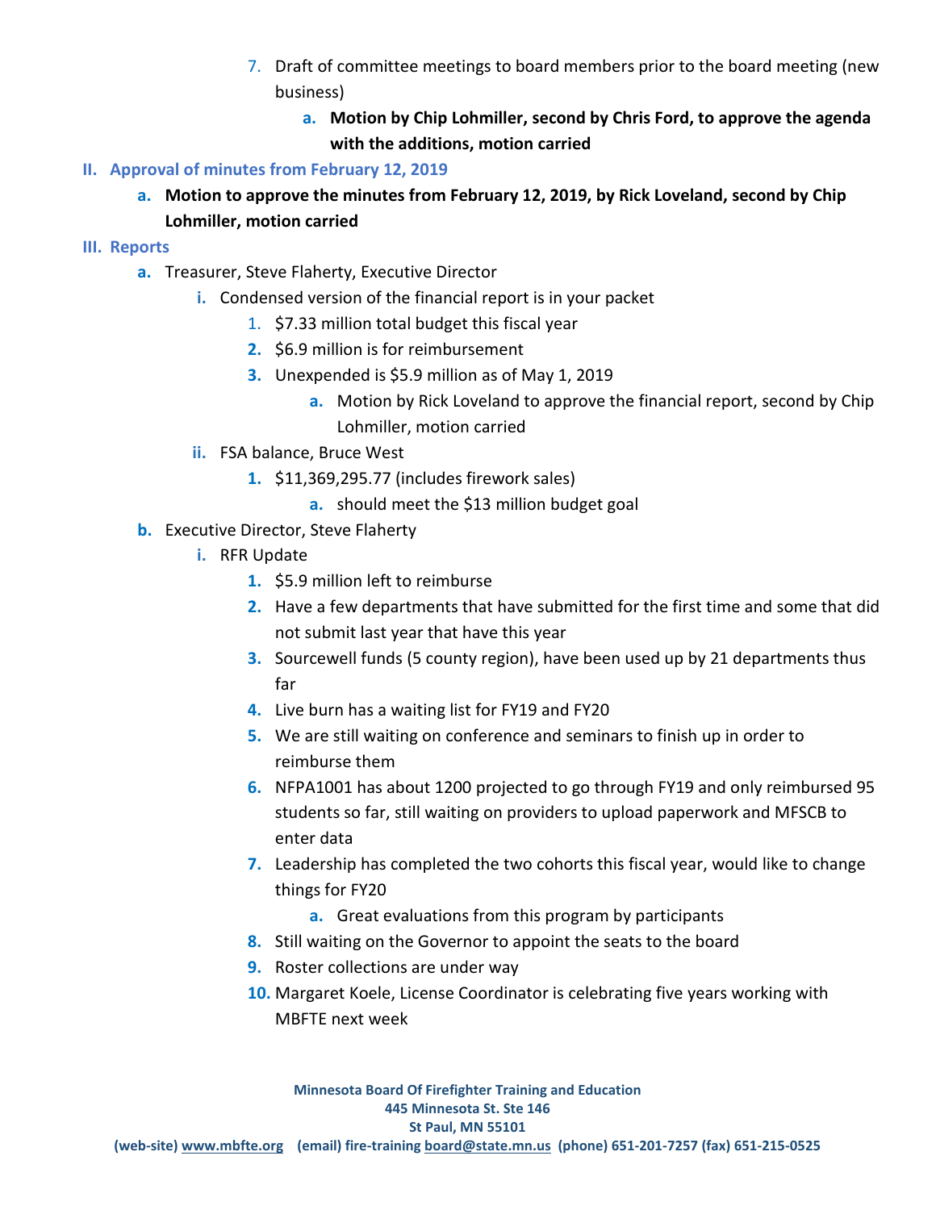7. Draft of committee meetings to board members prior to the board meeting (new business)
    a. **Motion by Chip Lohmiller, second by Chris Ford, to approve the agenda with the additions, motion carried**

## II. Approval of minutes from February 12, 2019

a. **Motion to approve the minutes from February 12, 2019, by Rick Loveland, second by Chip Lohmiller, motion carried**

## III. Reports

a. Treasurer, Steve Flaherty, Executive Director
    i. Condensed version of the financial report is in your packet
        1. \$7.33 million total budget this fiscal year
        2. \$6.9 million is for reimbursement
        3. Unexpended is \$5.9 million as of May 1, 2019
            a. Motion by Rick Loveland to approve the financial report, second by Chip Lohmiller, motion carried
    ii. FSA balance, Bruce West
        1. \$11,369,295.77 (includes firework sales)
            a. should meet the \$13 million budget goal

b. Executive Director, Steve Flaherty
    i. RFR Update
        1. \$5.9 million left to reimburse
        2. Have a few departments that have submitted for the first time and some that did not submit last year that have this year
        3. Sourcewell funds (5 county region), have been used up by 21 departments thus far
        4. Live burn has a waiting list for FY19 and FY20
        5. We are still waiting on conference and seminars to finish up in order to reimburse them
        6. NFPA1001 has about 1200 projected to go through FY19 and only reimbursed 95 students so far, still waiting on providers to upload paperwork and MFSCB to enter data
        7. Leadership has completed the two cohorts this fiscal year, would like to change things for FY20
            a. Great evaluations from this program by participants
        8. Still waiting on the Governor to appoint the seats to the board
        9. Roster collections are under way
        10. Margaret Koele, License Coordinator is celebrating five years working with MBFTE next week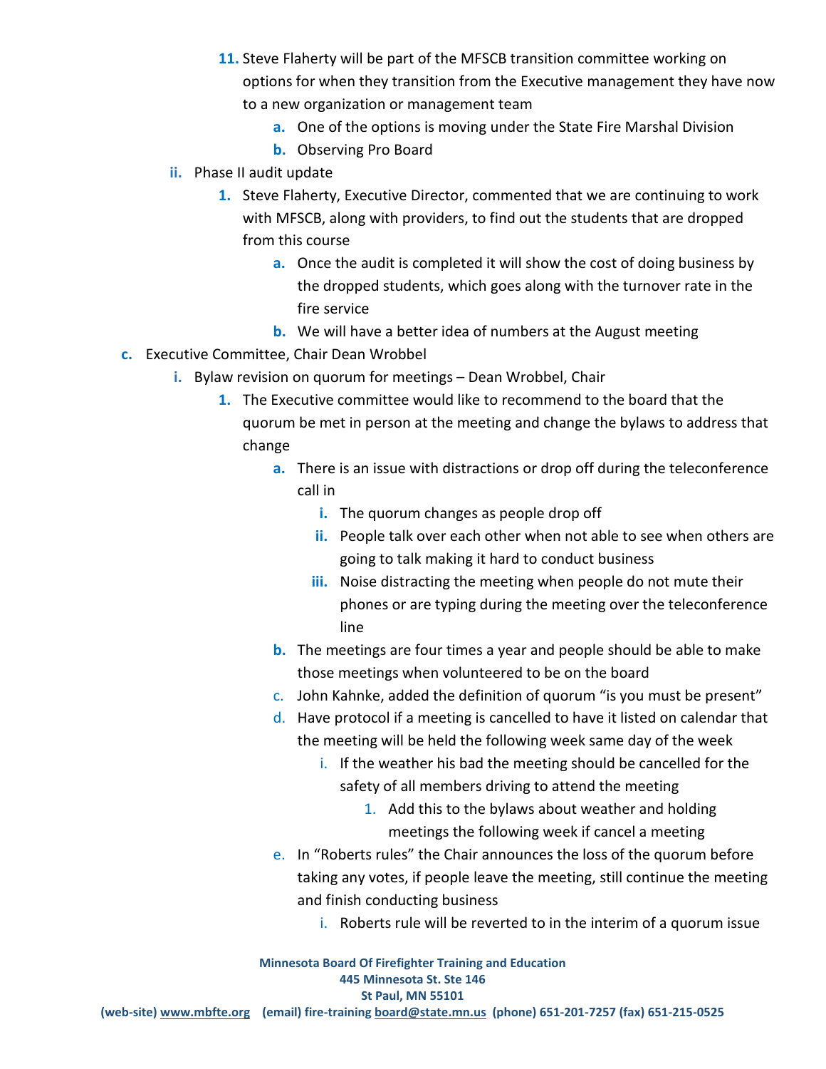11. Steve Flaherty will be part of the MFSCB transition committee working on options for when they transition from the Executive management they have now to a new organization or management team
    a. One of the options is moving under the State Fire Marshal Division
    b. Observing Pro Board

ii. Phase II audit update

1. Steve Flaherty, Executive Director, commented that we are continuing to work with MFSCB, along with providers, to find out the students that are dropped from this course
    a. Once the audit is completed it will show the cost of doing business by the dropped students, which goes along with the turnover rate in the fire service
    b. We will have a better idea of numbers at the August meeting

c. Executive Committee, Chair Dean Wrobbel

i. Bylaw revision on quorum for meetings – Dean Wrobbel, Chair

1. The Executive committee would like to recommend to the board that the quorum be met in person at the meeting and change the bylaws to address that change
    a. There is an issue with distractions or drop off during the teleconference call in
        i. The quorum changes as people drop off
        ii. People talk over each other when not able to see when others are going to talk making it hard to conduct business
        iii. Noise distracting the meeting when people do not mute their phones or are typing during the meeting over the teleconference line
    b. The meetings are four times a year and people should be able to make those meetings when volunteered to be on the board
    c. John Kahnke, added the definition of quorum "is you must be present"
    d. Have protocol if a meeting is cancelled to have it listed on calendar that the meeting will be held the following week same day of the week
        i. If the weather his bad the meeting should be cancelled for the safety of all members driving to attend the meeting
            1. Add this to the bylaws about weather and holding meetings the following week if cancel a meeting
    e. In "Roberts rules" the Chair announces the loss of the quorum before taking any votes, if people leave the meeting, still continue the meeting and finish conducting business
        i. Roberts rule will be reverted to in the interim of a quorum issue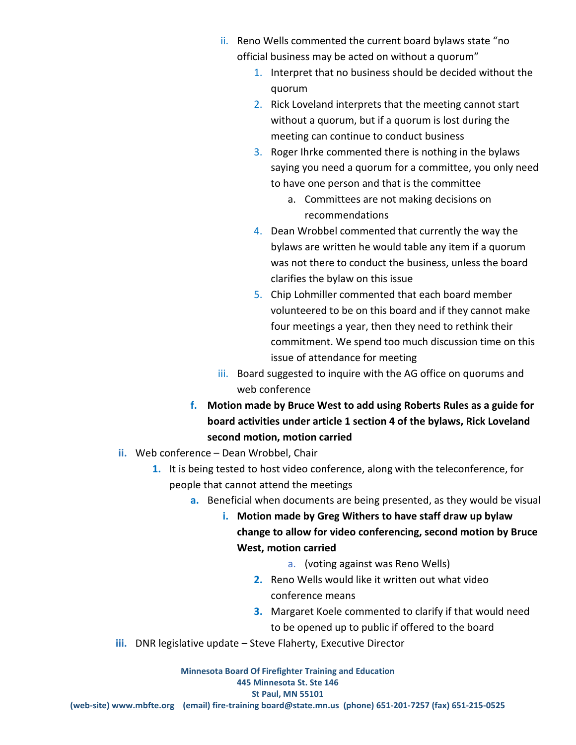- ii. Reno Wells commented the current board bylaws state "no official business may be acted on without a quorum"
    1. Interpret that no business should be decided without the quorum
    2. Rick Loveland interprets that the meeting cannot start without a quorum, but if a quorum is lost during the meeting can continue to conduct business
    3. Roger Ihrke commented there is nothing in the bylaws saying you need a quorum for a committee, you only need to have one person and that is the committee
        a. Committees are not making decisions on recommendations
    4. Dean Wrobbel commented that currently the way the bylaws are written he would table any item if a quorum was not there to conduct the business, unless the board clarifies the bylaw on this issue
    5. Chip Lohmiller commented that each board member volunteered to be on this board and if they cannot make four meetings a year, then they need to rethink their commitment. We spend too much discussion time on this issue of attendance for meeting
- iii. Board suggested to inquire with the AG office on quorums and web conference

**f. Motion made by Bruce West to add using Roberts Rules as a guide for board activities under article 1 section 4 of the bylaws, Rick Loveland second motion, motion carried**

ii. Web conference – Dean Wrobbel, Chair

1. It is being tested to host video conference, along with the teleconference, for people that cannot attend the meetings
    a. Beneficial when documents are being presented, as they would be visual
        i. **Motion made by Greg Withers to have staff draw up bylaw change to allow for video conferencing, second motion by Bruce West, motion carried**
            a. (voting against was Reno Wells)
    2. Reno Wells would like it written out what video conference means
    3. Margaret Koele commented to clarify if that would need to be opened up to public if offered to the board

iii. DNR legislative update – Steve Flaherty, Executive Director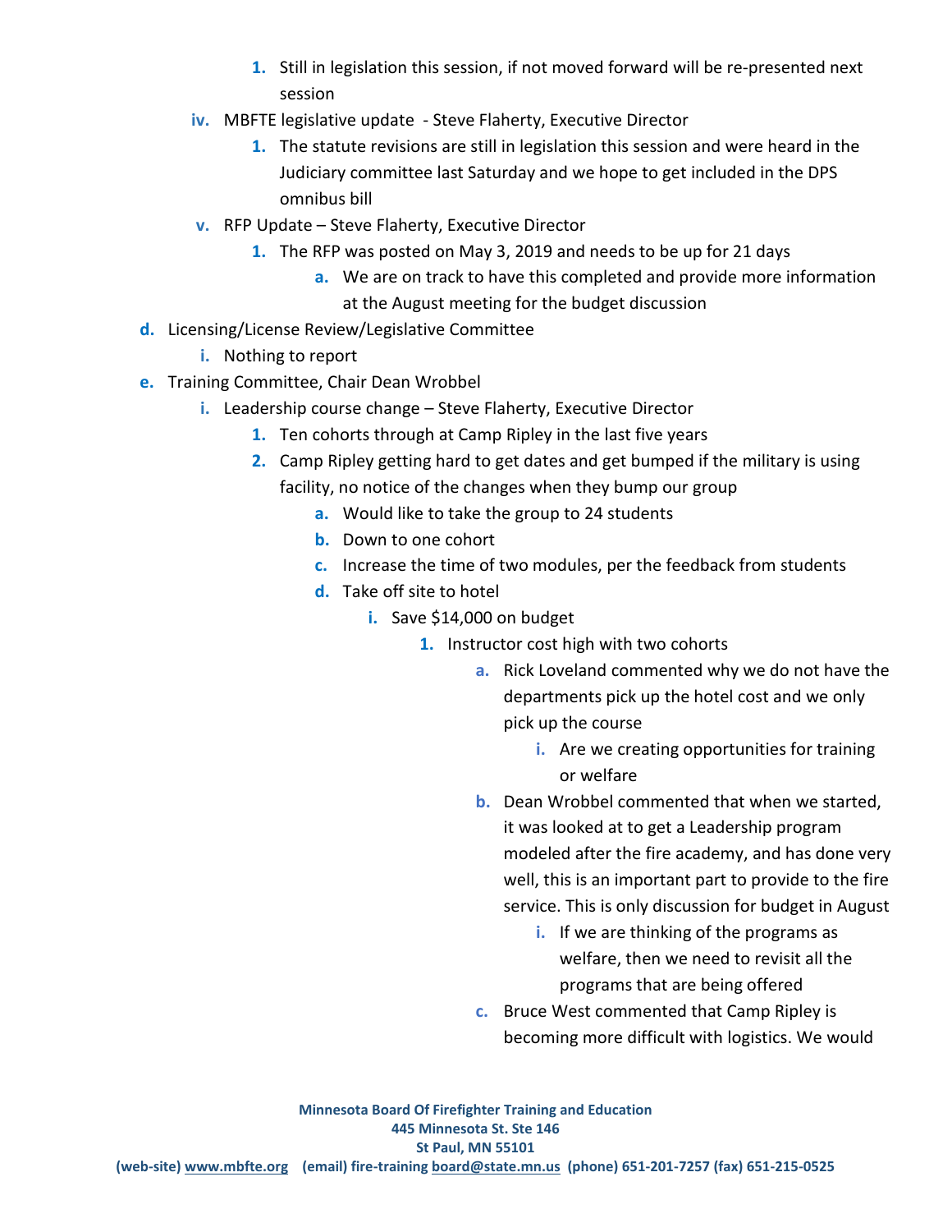1. Still in legislation this session, if not moved forward will be re-presented next session

iv. MBFTE legislative update - Steve Flaherty, Executive Director

1. The statute revisions are still in legislation this session and were heard in the Judiciary committee last Saturday and we hope to get included in the DPS omnibus bill

v. RFP Update – Steve Flaherty, Executive Director

1. The RFP was posted on May 3, 2019 and needs to be up for 21 days
    a. We are on track to have this completed and provide more information at the August meeting for the budget discussion

d. Licensing/License Review/Legislative Committee

i. Nothing to report

e. Training Committee, Chair Dean Wrobbel

i. Leadership course change – Steve Flaherty, Executive Director

1. Ten cohorts through at Camp Ripley in the last five years
2. Camp Ripley getting hard to get dates and get bumped if the military is using facility, no notice of the changes when they bump our group
    a. Would like to take the group to 24 students
    b. Down to one cohort
    c. Increase the time of two modules, per the feedback from students
    d. Take off site to hotel
        i. Save $14,000 on budget
            1. Instructor cost high with two cohorts
                a. Rick Loveland commented why we do not have the departments pick up the hotel cost and we only pick up the course
                    i. Are we creating opportunities for training or welfare
                b. Dean Wrobbel commented that when we started, it was looked at to get a Leadership program modeled after the fire academy, and has done very well, this is an important part to provide to the fire service. This is only discussion for budget in August
                    i. If we are thinking of the programs as welfare, then we need to revisit all the programs that are being offered
                c. Bruce West commented that Camp Ripley is becoming more difficult with logistics. We would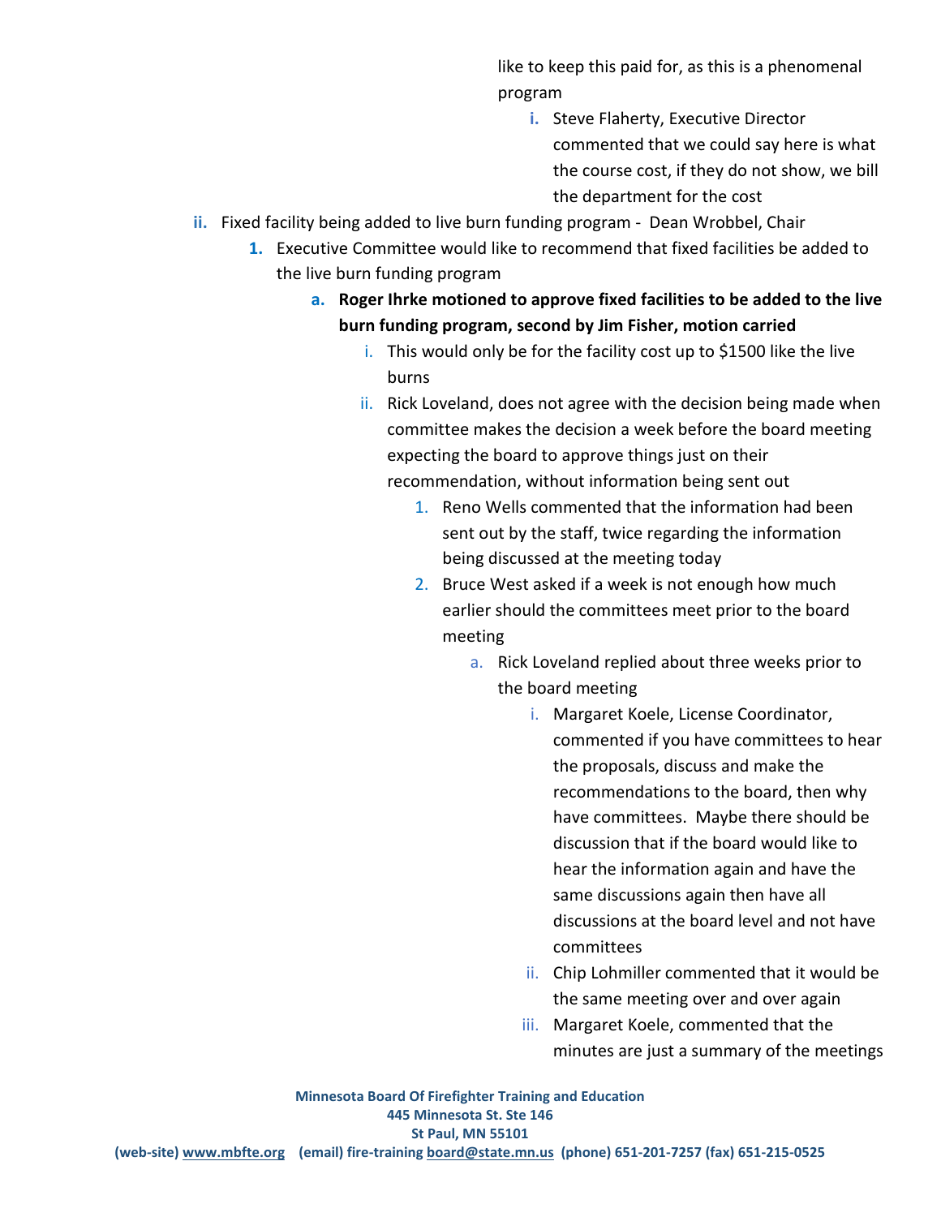like to keep this paid for, as this is a phenomenal program

i. Steve Flaherty, Executive Director commented that we could say here is what the course cost, if they do not show, we bill the department for the cost

ii. Fixed facility being added to live burn funding program - Dean Wrobbel, Chair

1. Executive Committee would like to recommend that fixed facilities be added to the live burn funding program

   a. **Roger Ihrke motioned to approve fixed facilities to be added to the live burn funding program, second by Jim Fisher, motion carried**

      i. This would only be for the facility cost up to $1500 like the live burns

      ii. Rick Loveland, does not agree with the decision being made when committee makes the decision a week before the board meeting expecting the board to approve things just on their recommendation, without information being sent out

         1. Reno Wells commented that the information had been sent out by the staff, twice regarding the information being discussed at the meeting today

         2. Bruce West asked if a week is not enough how much earlier should the committees meet prior to the board meeting

            a. Rick Loveland replied about three weeks prior to the board meeting

               i. Margaret Koele, License Coordinator, commented if you have committees to hear the proposals, discuss and make the recommendations to the board, then why have committees. Maybe there should be discussion that if the board would like to hear the information again and have the same discussions again then have all discussions at the board level and not have committees

               ii. Chip Lohmiller commented that it would be the same meeting over and over again

               iii. Margaret Koele, commented that the minutes are just a summary of the meetings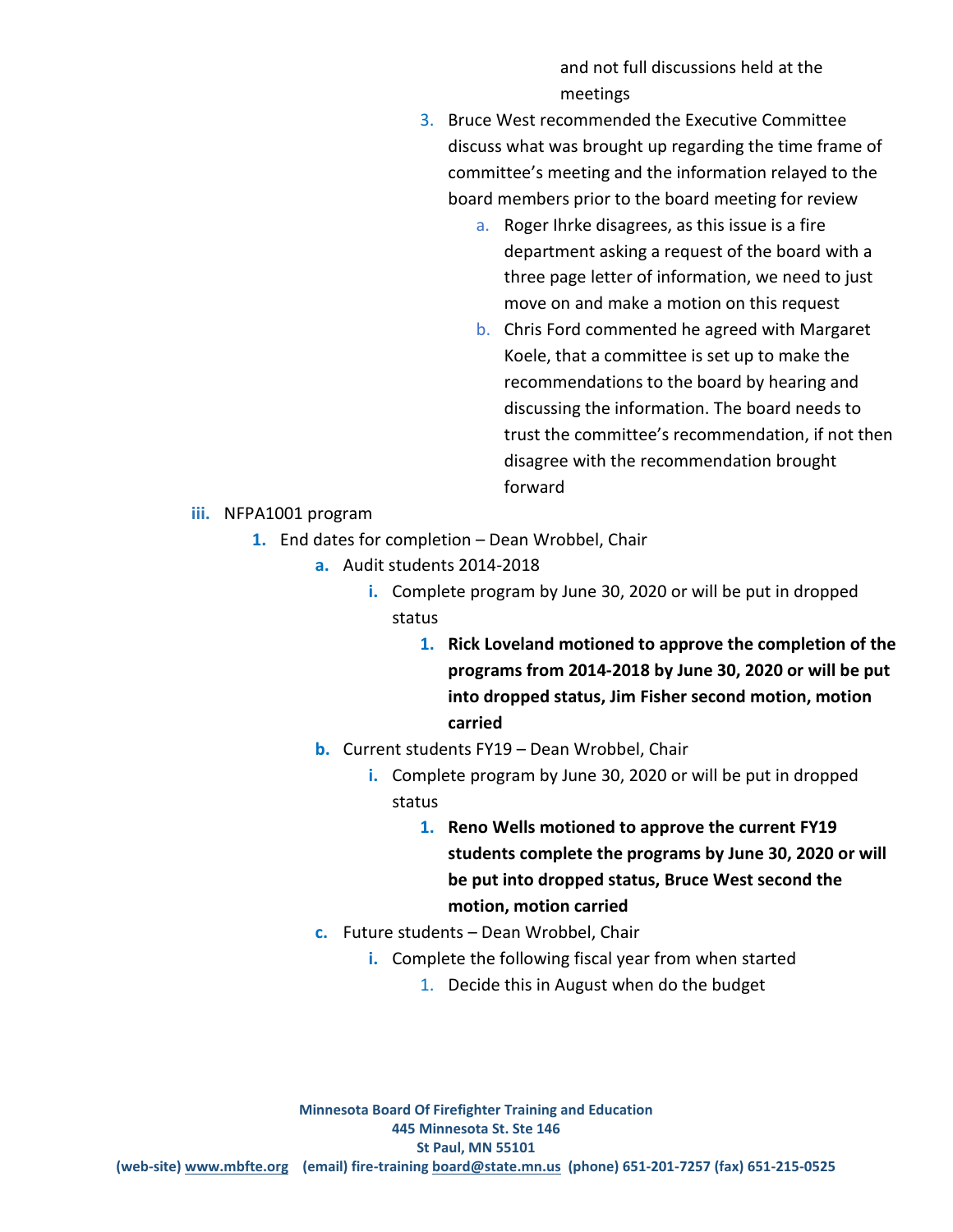and not full discussions held at the meetings

3. Bruce West recommended the Executive Committee discuss what was brought up regarding the time frame of committee's meeting and the information relayed to the board members prior to the board meeting for review
    a. Roger Ihrke disagrees, as this issue is a fire department asking a request of the board with a three page letter of information, we need to just move on and make a motion on this request
    b. Chris Ford commented he agreed with Margaret Koele, that a committee is set up to make the recommendations to the board by hearing and discussing the information. The board needs to trust the committee's recommendation, if not then disagree with the recommendation brought forward

**iii.** NFPA1001 program

1. End dates for completion – Dean Wrobbel, Chair
    a. Audit students 2014-2018
        i. Complete program by June 30, 2020 or will be put in dropped status
            1. **Rick Loveland motioned to approve the completion of the programs from 2014-2018 by June 30, 2020 or will be put into dropped status, Jim Fisher second motion, motion carried**
    b. Current students FY19 – Dean Wrobbel, Chair
        i. Complete program by June 30, 2020 or will be put in dropped status
            1. **Reno Wells motioned to approve the current FY19 students complete the programs by June 30, 2020 or will be put into dropped status, Bruce West second the motion, motion carried**
    c. Future students – Dean Wrobbel, Chair
        i. Complete the following fiscal year from when started
            1. Decide this in August when do the budget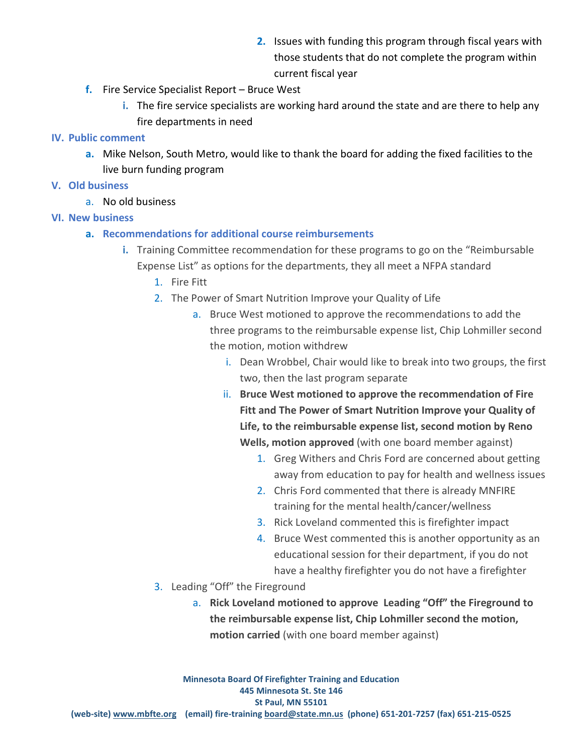2. Issues with funding this program through fiscal years with those students that do not complete the program within current fiscal year

f. Fire Service Specialist Report – Bruce West
   i. The fire service specialists are working hard around the state and are there to help any fire departments in need

## IV. Public comment

a. Mike Nelson, South Metro, would like to thank the board for adding the fixed facilities to the live burn funding program

## V. Old business

a. No old business

## VI. New business

**a. Recommendations for additional course reimbursements**

i. Training Committee recommendation for these programs to go on the “Reimbursable Expense List” as options for the departments, they all meet a NFPA standard

1. Fire Fitt
2. The Power of Smart Nutrition Improve your Quality of Life
   a. Bruce West motioned to approve the recommendations to add the three programs to the reimbursable expense list, Chip Lohmiller second the motion, motion withdrew
      i. Dean Wrobbel, Chair would like to break into two groups, the first two, then the last program separate
      ii. **Bruce West motioned to approve the recommendation of Fire Fitt and The Power of Smart Nutrition Improve your Quality of Life, to the reimbursable expense list, second motion by Reno Wells, motion approved** (with one board member against)
         1. Greg Withers and Chris Ford are concerned about getting away from education to pay for health and wellness issues
         2. Chris Ford commented that there is already MNFIRE training for the mental health/cancer/wellness
         3. Rick Loveland commented this is firefighter impact
         4. Bruce West commented this is another opportunity as an educational session for their department, if you do not have a healthy firefighter you do not have a firefighter
3. Leading “Off” the Fireground
   a. **Rick Loveland motioned to approve Leading “Off” the Fireground to the reimbursable expense list, Chip Lohmiller second the motion, motion carried** (with one board member against)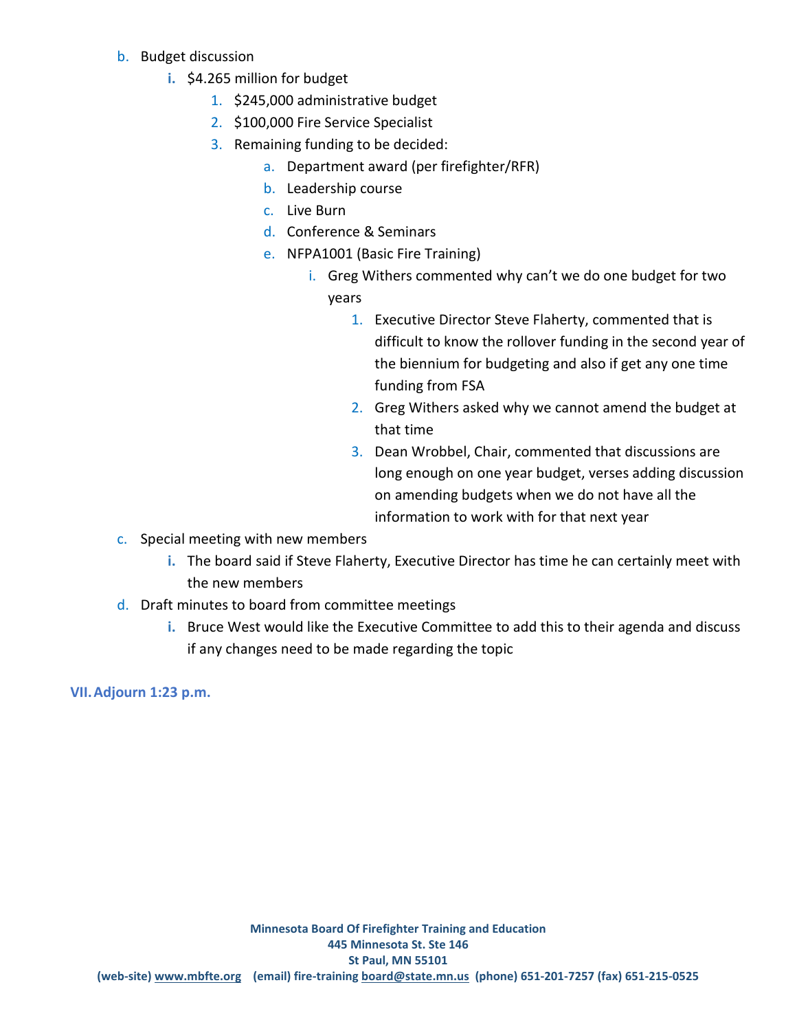b. Budget discussion
    i. $4.265 million for budget
        1. $245,000 administrative budget
        2. $100,000 Fire Service Specialist
        3. Remaining funding to be decided:
            a. Department award (per firefighter/RFR)
            b. Leadership course
            c. Live Burn
            d. Conference & Seminars
            e. NFPA1001 (Basic Fire Training)
                i. Greg Withers commented why can't we do one budget for two years
                    1. Executive Director Steve Flaherty, commented that is difficult to know the rollover funding in the second year of the biennium for budgeting and also if get any one time funding from FSA
                    2. Greg Withers asked why we cannot amend the budget at that time
                    3. Dean Wrobbel, Chair, commented that discussions are long enough on one year budget, verses adding discussion on amending budgets when we do not have all the information to work with for that next year

c. Special meeting with new members
    i. The board said if Steve Flaherty, Executive Director has time he can certainly meet with the new members

d. Draft minutes to board from committee meetings
    i. Bruce West would like the Executive Committee to add this to their agenda and discuss if any changes need to be made regarding the topic

**VII. Adjourn 1:23 p.m.**